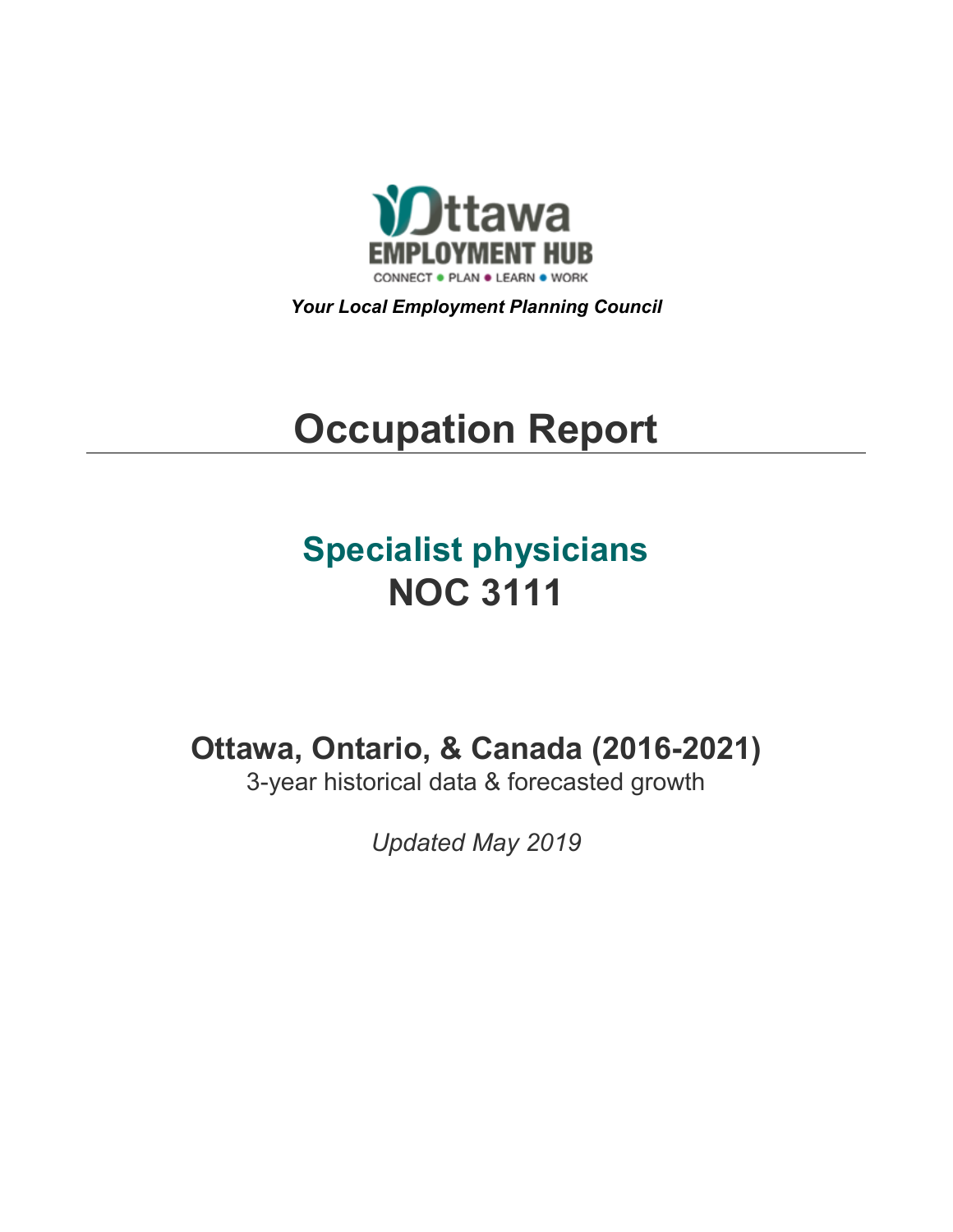Ottawa EMPLOYMENT HUB

CONNECT • PLAN • LEARN • WORK

***Your Local Employment Planning Council***

# Occupation Report

## Specialist physicians
## NOC 3111

### Ottawa, Ontario, & Canada (2016-2021)

3-year historical data & forecasted growth

*Updated May 2019*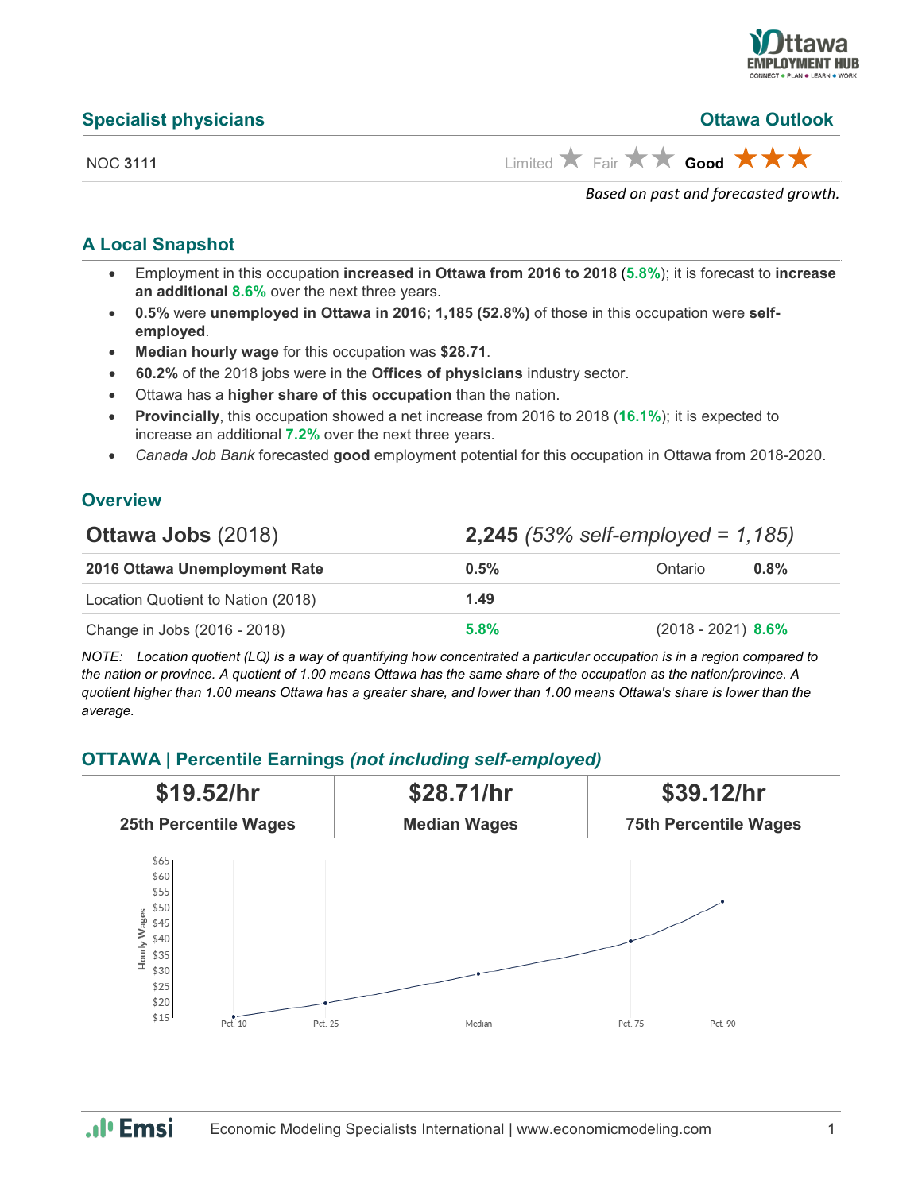## Specialist physicians

**Ottawa Outlook**

NOC **3111**

Limited ★ Fair ★★ **Good** ★★★

*Based on past and forecasted growth.*

## A Local Snapshot

- Employment in this occupation **increased in Ottawa from 2016 to 2018** (**5.8%**); it is forecast to **increase an additional 8.6%** over the next three years.
- **0.5%** were **unemployed in Ottawa in 2016; 1,185 (52.8%)** of those in this occupation were **self-employed**.
- **Median hourly wage** for this occupation was **$28.71**.
- **60.2%** of the 2018 jobs were in the **Offices of physicians** industry sector.
- Ottawa has a **higher share of this occupation** than the nation.
- **Provincially**, this occupation showed a net increase from 2016 to 2018 (**16.1%**); it is expected to increase an additional **7.2%** over the next three years.
- *Canada Job Bank* forecasted **good** employment potential for this occupation in Ottawa from 2018-2020.

## Overview

| **Ottawa Jobs** (2018) | **2,245** *(53% self-employed = 1,185)* | | |
|---|---|---|---|
| **2016 Ottawa Unemployment Rate** | **0.5%** | Ontario | **0.8%** |
| Location Quotient to Nation (2018) | **1.49** | | |
| Change in Jobs (2016 - 2018) | **5.8%** | (2018 - 2021) | **8.6%** |

*NOTE: Location quotient (LQ) is a way of quantifying how concentrated a particular occupation is in a region compared to the nation or province. A quotient of 1.00 means Ottawa has the same share of the occupation as the nation/province. A quotient higher than 1.00 means Ottawa has a greater share, and lower than 1.00 means Ottawa's share is lower than the average.*

## OTTAWA | Percentile Earnings *(not including self-employed)*

| **$19.52/hr** | **$28.71/hr** | **$39.12/hr** |
|---|---|---|
| **25th Percentile Wages** | **Median Wages** | **75th Percentile Wages** |

Hourly Wages: Pct. 10, Pct. 25, Median, Pct. 75, Pct. 90

Economic Modeling Specialists International | www.economicmodeling.com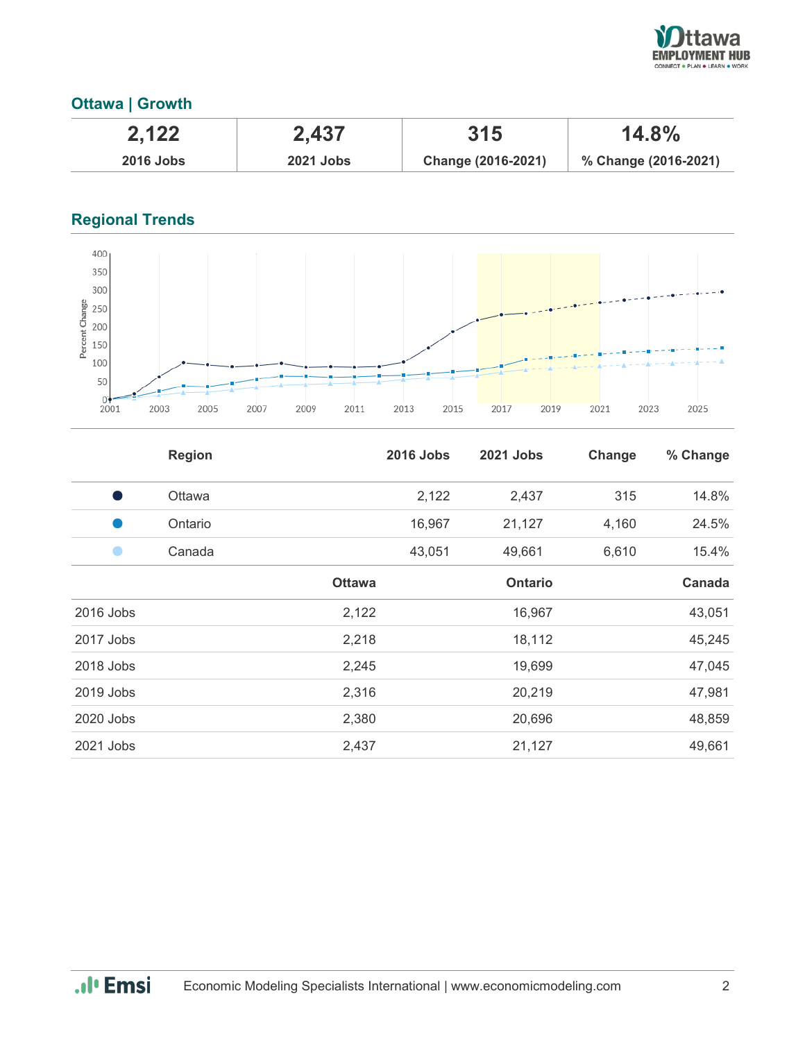## Ottawa | Growth

| 2,122 | 2,437 | 315 | 14.8% |
|---|---|---|---|
| 2016 Jobs | 2021 Jobs | Change (2016-2021) | % Change (2016-2021) |

## Regional Trends

| | Region | 2016 Jobs | 2021 Jobs | Change | % Change |
|---|---|---|---|---|---|
| ● | Ottawa | 2,122 | 2,437 | 315 | 14.8% |
| ● | Ontario | 16,967 | 21,127 | 4,160 | 24.5% |
| ● | Canada | 43,051 | 49,661 | 6,610 | 15.4% |

| | Ottawa | Ontario | Canada |
|---|---|---|---|
| 2016 Jobs | 2,122 | 16,967 | 43,051 |
| 2017 Jobs | 2,218 | 18,112 | 45,245 |
| 2018 Jobs | 2,245 | 19,699 | 47,045 |
| 2019 Jobs | 2,316 | 20,219 | 47,981 |
| 2020 Jobs | 2,380 | 20,696 | 48,859 |
| 2021 Jobs | 2,437 | 21,127 | 49,661 |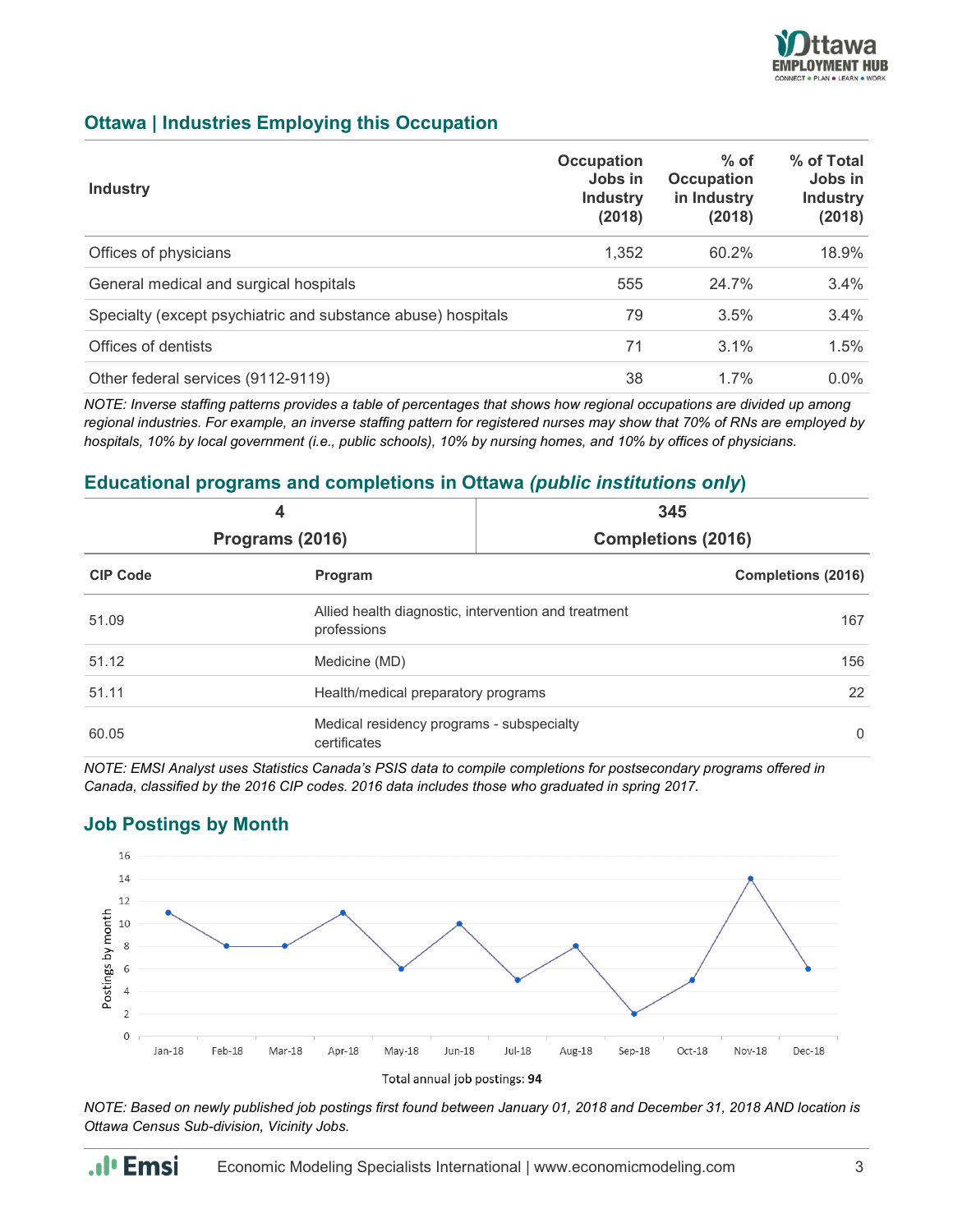## Ottawa | Industries Employing this Occupation

| Industry | Occupation Jobs in Industry (2018) | % of Occupation in Industry (2018) | % of Total Jobs in Industry (2018) |
|---|---|---|---|
| Offices of physicians | 1,352 | 60.2% | 18.9% |
| General medical and surgical hospitals | 555 | 24.7% | 3.4% |
| Specialty (except psychiatric and substance abuse) hospitals | 79 | 3.5% | 3.4% |
| Offices of dentists | 71 | 3.1% | 1.5% |
| Other federal services (9112-9119) | 38 | 1.7% | 0.0% |

*NOTE: Inverse staffing patterns provides a table of percentages that shows how regional occupations are divided up among regional industries. For example, an inverse staffing pattern for registered nurses may show that 70% of RNs are employed by hospitals, 10% by local government (i.e., public schools), 10% by nursing homes, and 10% by offices of physicians.*

## Educational programs and completions in Ottawa *(public institutions only)*

| 4 | 345 |
|---|---|
| Programs (2016) | Completions (2016) |

| CIP Code | Program | Completions (2016) |
|---|---|---|
| 51.09 | Allied health diagnostic, intervention and treatment professions | 167 |
| 51.12 | Medicine (MD) | 156 |
| 51.11 | Health/medical preparatory programs | 22 |
| 60.05 | Medical residency programs - subspecialty certificates | 0 |

*NOTE: EMSI Analyst uses Statistics Canada's PSIS data to compile completions for postsecondary programs offered in Canada, classified by the 2016 CIP codes. 2016 data includes those who graduated in spring 2017.*

## Job Postings by Month

| Month | Postings by month |
|---|---|
| Jan-18 | 11 |
| Feb-18 | 8 |
| Mar-18 | 8 |
| Apr-18 | 11 |
| May-18 | 6 |
| Jun-18 | 10 |
| Jul-18 | 5 |
| Aug-18 | 8 |
| Sep-18 | 2 |
| Oct-18 | 5 |
| Nov-18 | 14 |
| Dec-18 | 6 |

Total annual job postings: **94**

*NOTE: Based on newly published job postings first found between January 01, 2018 and December 31, 2018 AND location is Ottawa Census Sub-division, Vicinity Jobs.*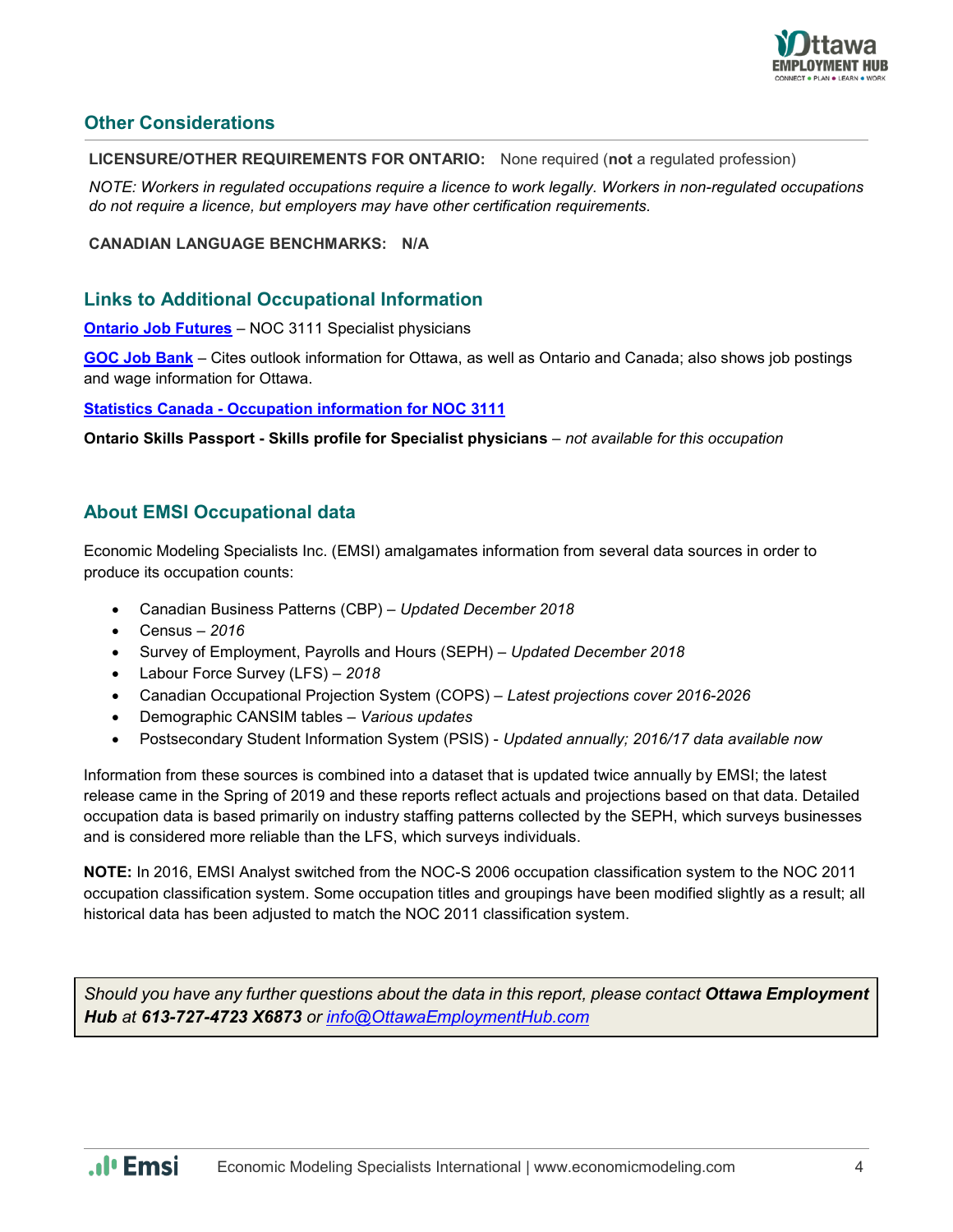## Other Considerations

**LICENSURE/OTHER REQUIREMENTS FOR ONTARIO:** None required (**not** a regulated profession)

*NOTE: Workers in regulated occupations require a licence to work legally. Workers in non-regulated occupations do not require a licence, but employers may have other certification requirements.*

**CANADIAN LANGUAGE BENCHMARKS: N/A**

## Links to Additional Occupational Information

**Ontario Job Futures** – NOC 3111 Specialist physicians

**GOC Job Bank** – Cites outlook information for Ottawa, as well as Ontario and Canada; also shows job postings and wage information for Ottawa.

**Statistics Canada - Occupation information for NOC 3111**

**Ontario Skills Passport - Skills profile for Specialist physicians** – *not available for this occupation*

## About EMSI Occupational data

Economic Modeling Specialists Inc. (EMSI) amalgamates information from several data sources in order to produce its occupation counts:

- Canadian Business Patterns (CBP) – *Updated December 2018*
- Census – *2016*
- Survey of Employment, Payrolls and Hours (SEPH) – *Updated December 2018*
- Labour Force Survey (LFS) – *2018*
- Canadian Occupational Projection System (COPS) – *Latest projections cover 2016-2026*
- Demographic CANSIM tables – *Various updates*
- Postsecondary Student Information System (PSIS) - *Updated annually; 2016/17 data available now*

Information from these sources is combined into a dataset that is updated twice annually by EMSI; the latest release came in the Spring of 2019 and these reports reflect actuals and projections based on that data. Detailed occupation data is based primarily on industry staffing patterns collected by the SEPH, which surveys businesses and is considered more reliable than the LFS, which surveys individuals.

**NOTE:** In 2016, EMSI Analyst switched from the NOC-S 2006 occupation classification system to the NOC 2011 occupation classification system. Some occupation titles and groupings have been modified slightly as a result; all historical data has been adjusted to match the NOC 2011 classification system.

*Should you have any further questions about the data in this report, please contact **Ottawa Employment Hub** at **613-727-4723 X6873** or info@OttawaEmploymentHub.com*